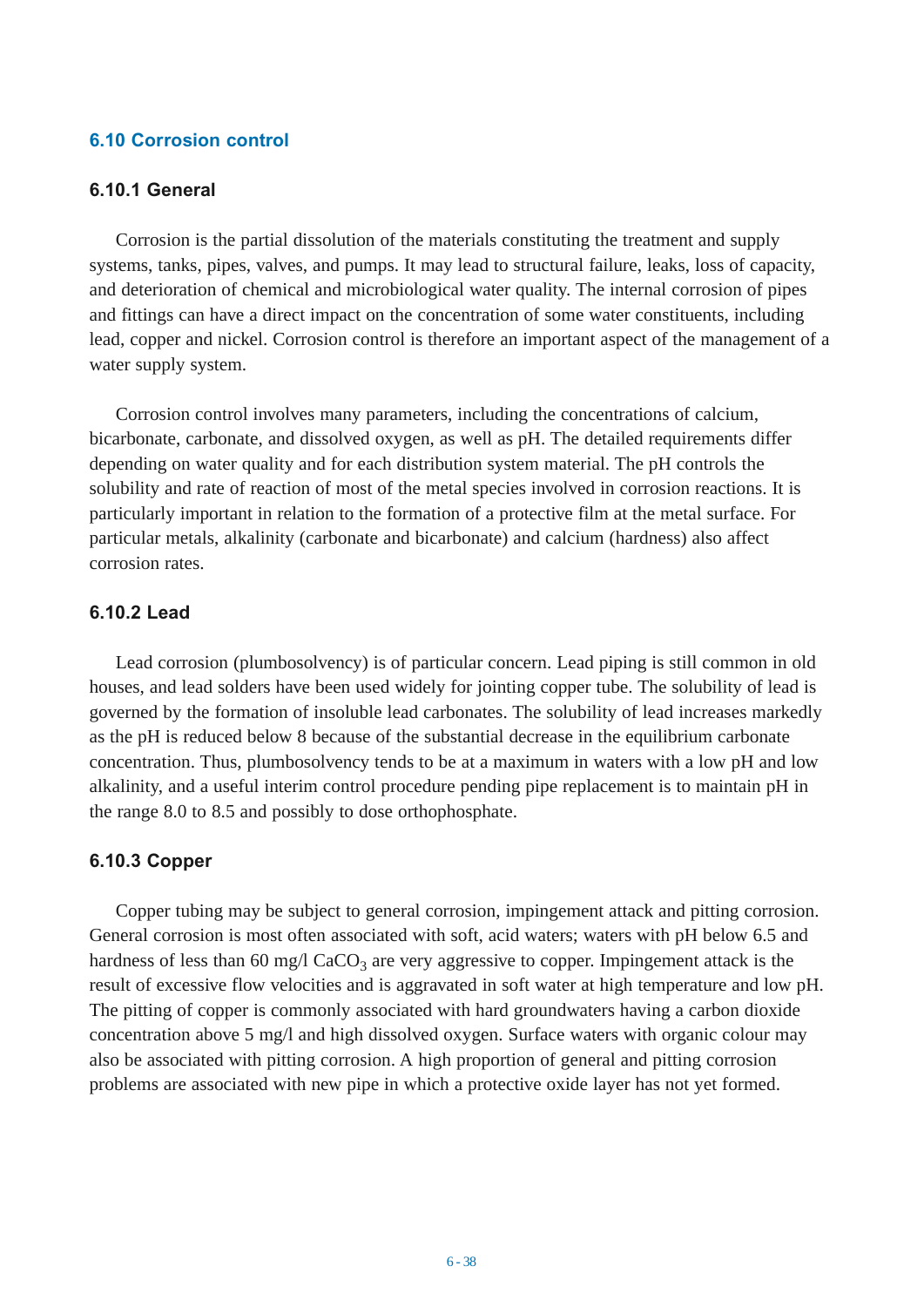## 6.10 Corrosion control

### 6.10.1 General

Corrosion is the partial dissolution of the materials constituting the treatment and supply systems, tanks, pipes, valves, and pumps. It may lead to structural failure, leaks, loss of capacity, and deterioration of chemical and microbiological water quality. The internal corrosion of pipes and fittings can have a direct impact on the concentration of some water constituents, including lead, copper and nickel. Corrosion control is therefore an important aspect of the management of a water supply system.

Corrosion control involves many parameters, including the concentrations of calcium, bicarbonate, carbonate, and dissolved oxygen, as well as pH. The detailed requirements differ depending on water quality and for each distribution system material. The pH controls the solubility and rate of reaction of most of the metal species involved in corrosion reactions. It is particularly important in relation to the formation of a protective film at the metal surface. For particular metals, alkalinity (carbonate and bicarbonate) and calcium (hardness) also affect corrosion rates.

### 6.10.2 Lead

Lead corrosion (plumbosolvency) is of particular concern. Lead piping is still common in old houses, and lead solders have been used widely for jointing copper tube. The solubility of lead is governed by the formation of insoluble lead carbonates. The solubility of lead increases markedly as the pH is reduced below 8 because of the substantial decrease in the equilibrium carbonate concentration. Thus, plumbosolvency tends to be at a maximum in waters with a low pH and low alkalinity, and a useful interim control procedure pending pipe replacement is to maintain pH in the range 8.0 to 8.5 and possibly to dose orthophosphate.

### 6.10.3 Copper

Copper tubing may be subject to general corrosion, impingement attack and pitting corrosion. General corrosion is most often associated with soft, acid waters; waters with pH below 6.5 and hardness of less than 60 mg/l $CaCO_3$ are very aggressive to copper. Impingement attack is the result of excessive flow velocities and is aggravated in soft water at high temperature and low pH. The pitting of copper is commonly associated with hard groundwaters having a carbon dioxide concentration above 5 mg/l and high dissolved oxygen. Surface waters with organic colour may also be associated with pitting corrosion. A high proportion of general and pitting corrosion problems are associated with new pipe in which a protective oxide layer has not yet formed.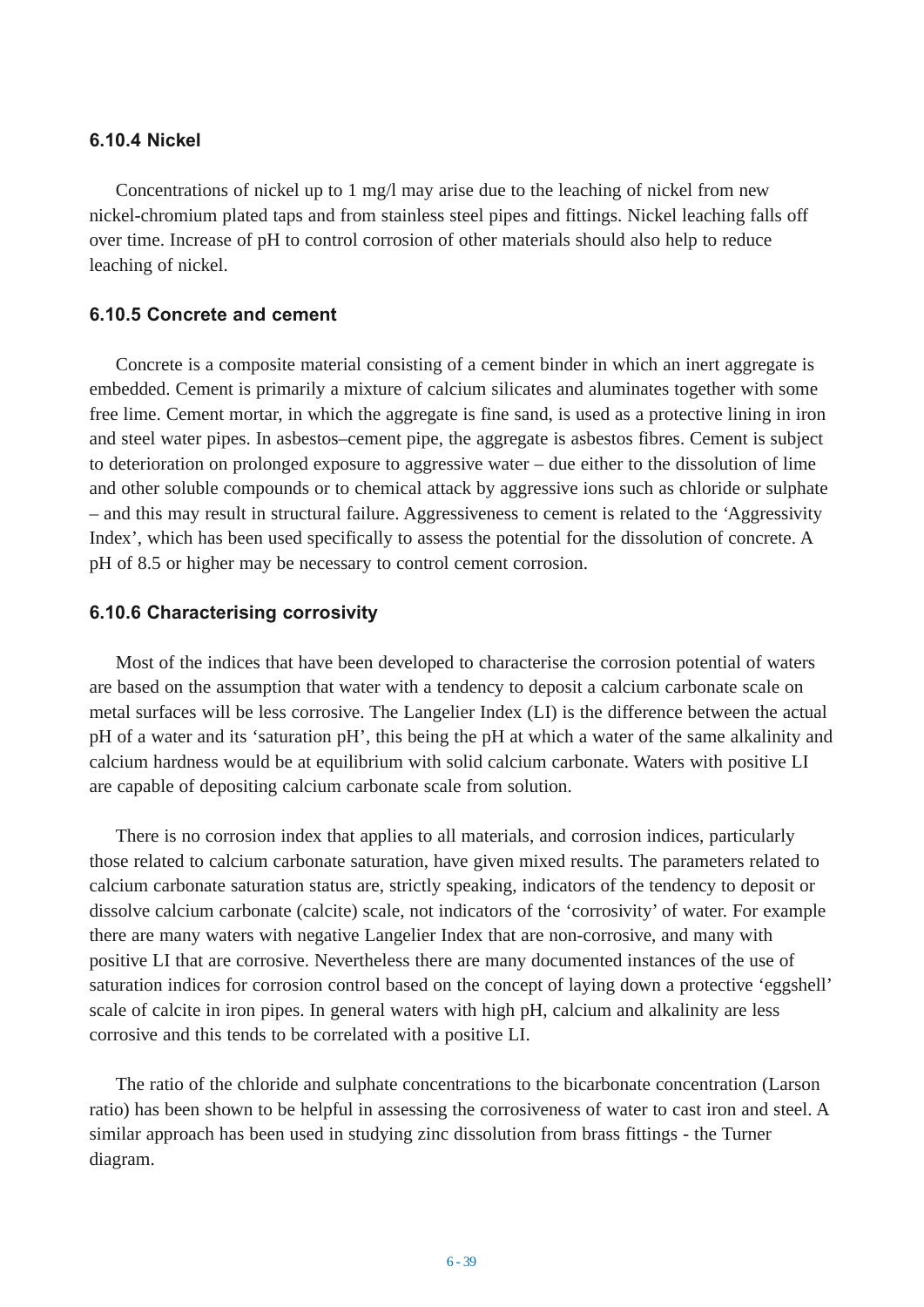### 6.10.4 Nickel

Concentrations of nickel up to 1 mg/l may arise due to the leaching of nickel from new nickel-chromium plated taps and from stainless steel pipes and fittings. Nickel leaching falls off over time. Increase of pH to control corrosion of other materials should also help to reduce leaching of nickel.

### 6.10.5 Concrete and cement

Concrete is a composite material consisting of a cement binder in which an inert aggregate is embedded. Cement is primarily a mixture of calcium silicates and aluminates together with some free lime. Cement mortar, in which the aggregate is fine sand, is used as a protective lining in iron and steel water pipes. In asbestos–cement pipe, the aggregate is asbestos fibres. Cement is subject to deterioration on prolonged exposure to aggressive water – due either to the dissolution of lime and other soluble compounds or to chemical attack by aggressive ions such as chloride or sulphate – and this may result in structural failure. Aggressiveness to cement is related to the 'Aggressivity Index', which has been used specifically to assess the potential for the dissolution of concrete. A pH of 8.5 or higher may be necessary to control cement corrosion.

### 6.10.6 Characterising corrosivity

Most of the indices that have been developed to characterise the corrosion potential of waters are based on the assumption that water with a tendency to deposit a calcium carbonate scale on metal surfaces will be less corrosive. The Langelier Index (LI) is the difference between the actual pH of a water and its 'saturation pH', this being the pH at which a water of the same alkalinity and calcium hardness would be at equilibrium with solid calcium carbonate. Waters with positive LI are capable of depositing calcium carbonate scale from solution.

There is no corrosion index that applies to all materials, and corrosion indices, particularly those related to calcium carbonate saturation, have given mixed results. The parameters related to calcium carbonate saturation status are, strictly speaking, indicators of the tendency to deposit or dissolve calcium carbonate (calcite) scale, not indicators of the 'corrosivity' of water. For example there are many waters with negative Langelier Index that are non-corrosive, and many with positive LI that are corrosive. Nevertheless there are many documented instances of the use of saturation indices for corrosion control based on the concept of laying down a protective 'eggshell' scale of calcite in iron pipes. In general waters with high pH, calcium and alkalinity are less corrosive and this tends to be correlated with a positive LI.

The ratio of the chloride and sulphate concentrations to the bicarbonate concentration (Larson ratio) has been shown to be helpful in assessing the corrosiveness of water to cast iron and steel. A similar approach has been used in studying zinc dissolution from brass fittings - the Turner diagram.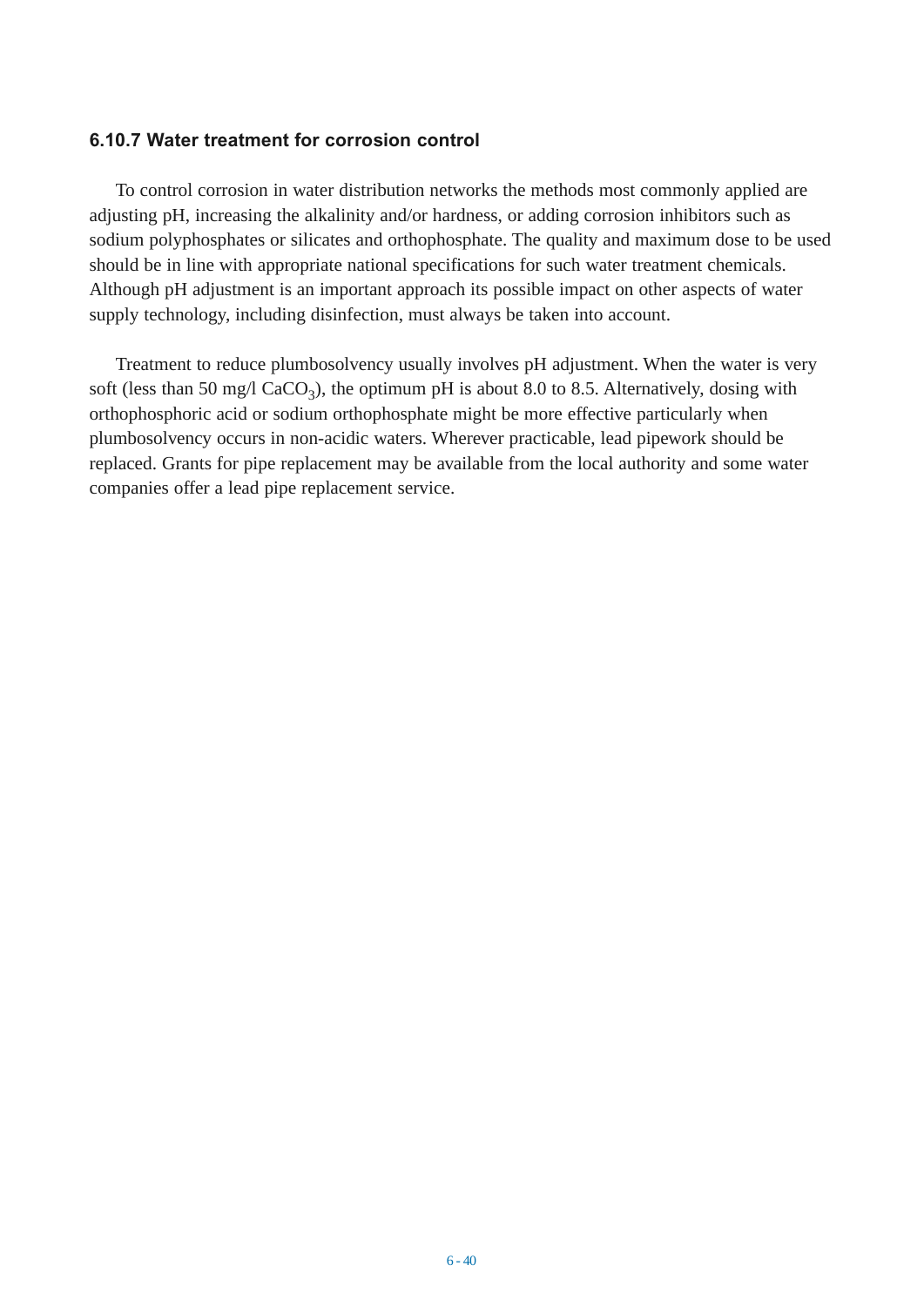### 6.10.7 Water treatment for corrosion control

To control corrosion in water distribution networks the methods most commonly applied are adjusting pH, increasing the alkalinity and/or hardness, or adding corrosion inhibitors such as sodium polyphosphates or silicates and orthophosphate. The quality and maximum dose to be used should be in line with appropriate national specifications for such water treatment chemicals. Although pH adjustment is an important approach its possible impact on other aspects of water supply technology, including disinfection, must always be taken into account.

Treatment to reduce plumbosolvency usually involves pH adjustment. When the water is very soft (less than 50 mg/l $CaCO_3$), the optimum pH is about 8.0 to 8.5. Alternatively, dosing with orthophosphoric acid or sodium orthophosphate might be more effective particularly when plumbosolvency occurs in non-acidic waters. Wherever practicable, lead pipework should be replaced. Grants for pipe replacement may be available from the local authority and some water companies offer a lead pipe replacement service.